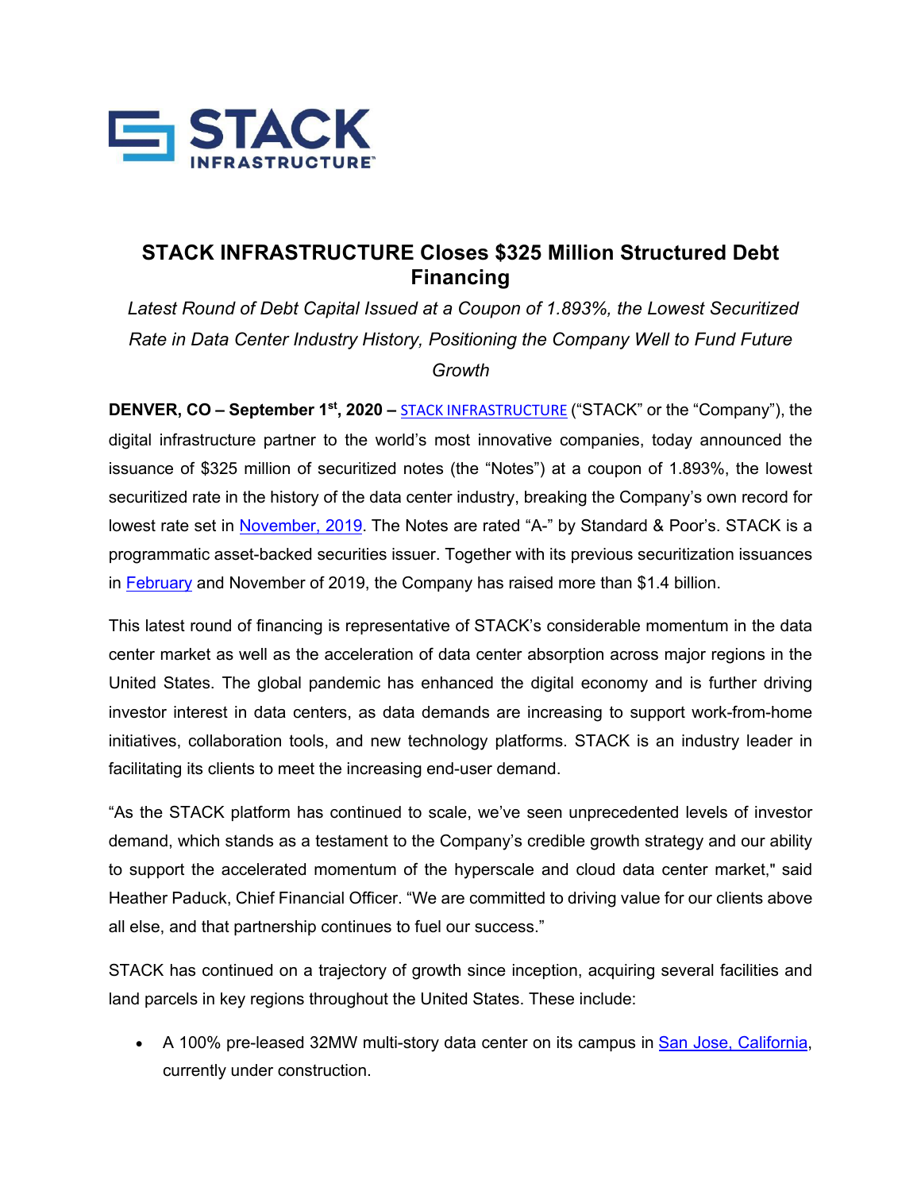# STACK INFRASTRUCTURE Closes $325 Million Structured Debt Financing

*Latest Round of Debt Capital Issued at a Coupon of 1.893%, the Lowest Securitized Rate in Data Center Industry History, Positioning the Company Well to Fund Future Growth*

**DENVER, CO – September 1st, 2020 –** STACK INFRASTRUCTURE ("STACK" or the "Company"), the digital infrastructure partner to the world's most innovative companies, today announced the issuance of $325 million of securitized notes (the "Notes") at a coupon of 1.893%, the lowest securitized rate in the history of the data center industry, breaking the Company's own record for lowest rate set in November, 2019. The Notes are rated "A-" by Standard & Poor's. STACK is a programmatic asset-backed securities issuer. Together with its previous securitization issuances in February and November of 2019, the Company has raised more than $1.4 billion.

This latest round of financing is representative of STACK's considerable momentum in the data center market as well as the acceleration of data center absorption across major regions in the United States. The global pandemic has enhanced the digital economy and is further driving investor interest in data centers, as data demands are increasing to support work-from-home initiatives, collaboration tools, and new technology platforms. STACK is an industry leader in facilitating its clients to meet the increasing end-user demand.

"As the STACK platform has continued to scale, we've seen unprecedented levels of investor demand, which stands as a testament to the Company's credible growth strategy and our ability to support the accelerated momentum of the hyperscale and cloud data center market," said Heather Paduck, Chief Financial Officer. "We are committed to driving value for our clients above all else, and that partnership continues to fuel our success."

STACK has continued on a trajectory of growth since inception, acquiring several facilities and land parcels in key regions throughout the United States. These include:

- A 100% pre-leased 32MW multi-story data center on its campus in San Jose, California, currently under construction.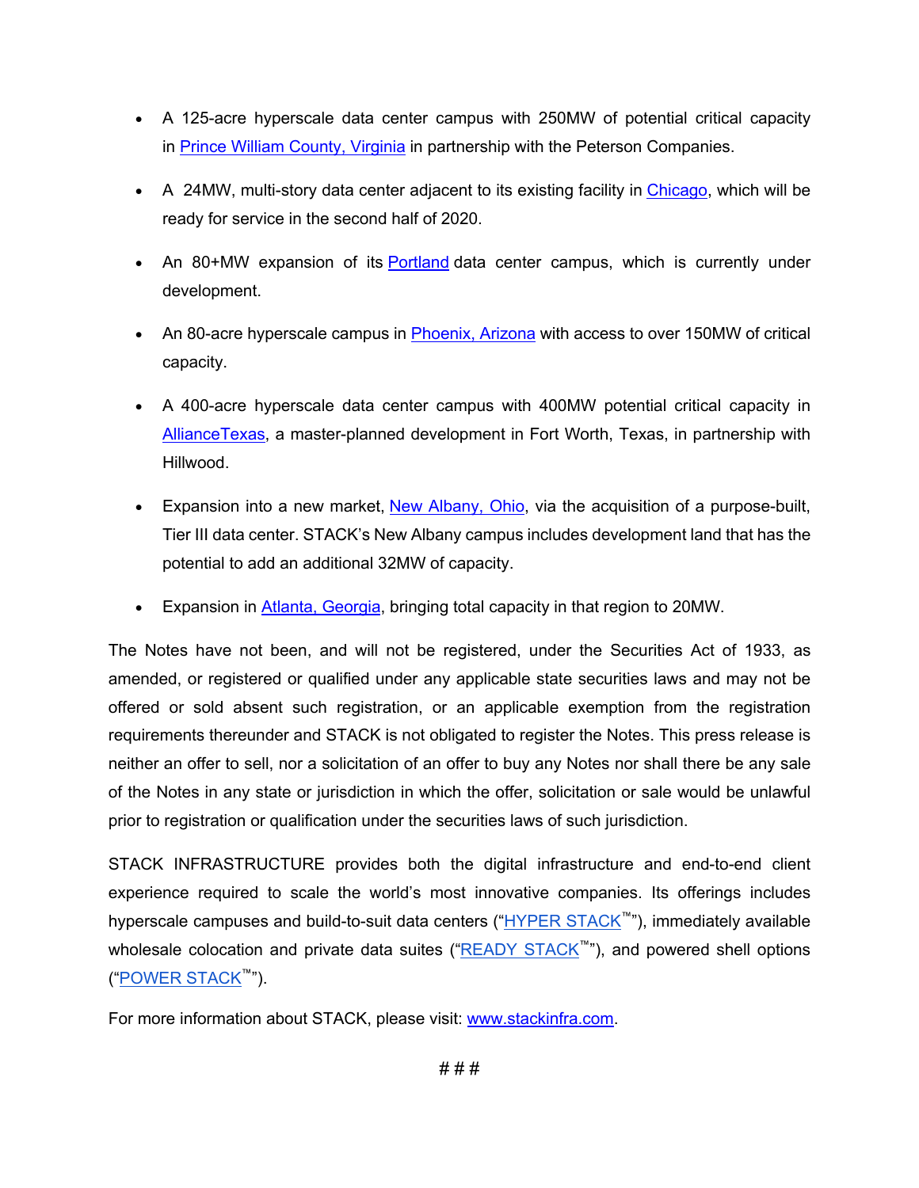- A 125-acre hyperscale data center campus with 250MW of potential critical capacity in Prince William County, Virginia in partnership with the Peterson Companies.
- A 24MW, multi-story data center adjacent to its existing facility in Chicago, which will be ready for service in the second half of 2020.
- An 80+MW expansion of its Portland data center campus, which is currently under development.
- An 80-acre hyperscale campus in Phoenix, Arizona with access to over 150MW of critical capacity.
- A 400-acre hyperscale data center campus with 400MW potential critical capacity in AllianceTexas, a master-planned development in Fort Worth, Texas, in partnership with Hillwood.
- Expansion into a new market, New Albany, Ohio, via the acquisition of a purpose-built, Tier III data center. STACK's New Albany campus includes development land that has the potential to add an additional 32MW of capacity.
- Expansion in Atlanta, Georgia, bringing total capacity in that region to 20MW.

The Notes have not been, and will not be registered, under the Securities Act of 1933, as amended, or registered or qualified under any applicable state securities laws and may not be offered or sold absent such registration, or an applicable exemption from the registration requirements thereunder and STACK is not obligated to register the Notes. This press release is neither an offer to sell, nor a solicitation of an offer to buy any Notes nor shall there be any sale of the Notes in any state or jurisdiction in which the offer, solicitation or sale would be unlawful prior to registration or qualification under the securities laws of such jurisdiction.

STACK INFRASTRUCTURE provides both the digital infrastructure and end-to-end client experience required to scale the world's most innovative companies. Its offerings includes hyperscale campuses and build-to-suit data centers ("HYPER STACK™"), immediately available wholesale colocation and private data suites ("READY STACK™"), and powered shell options ("POWER STACK™").

For more information about STACK, please visit: www.stackinfra.com.

# # #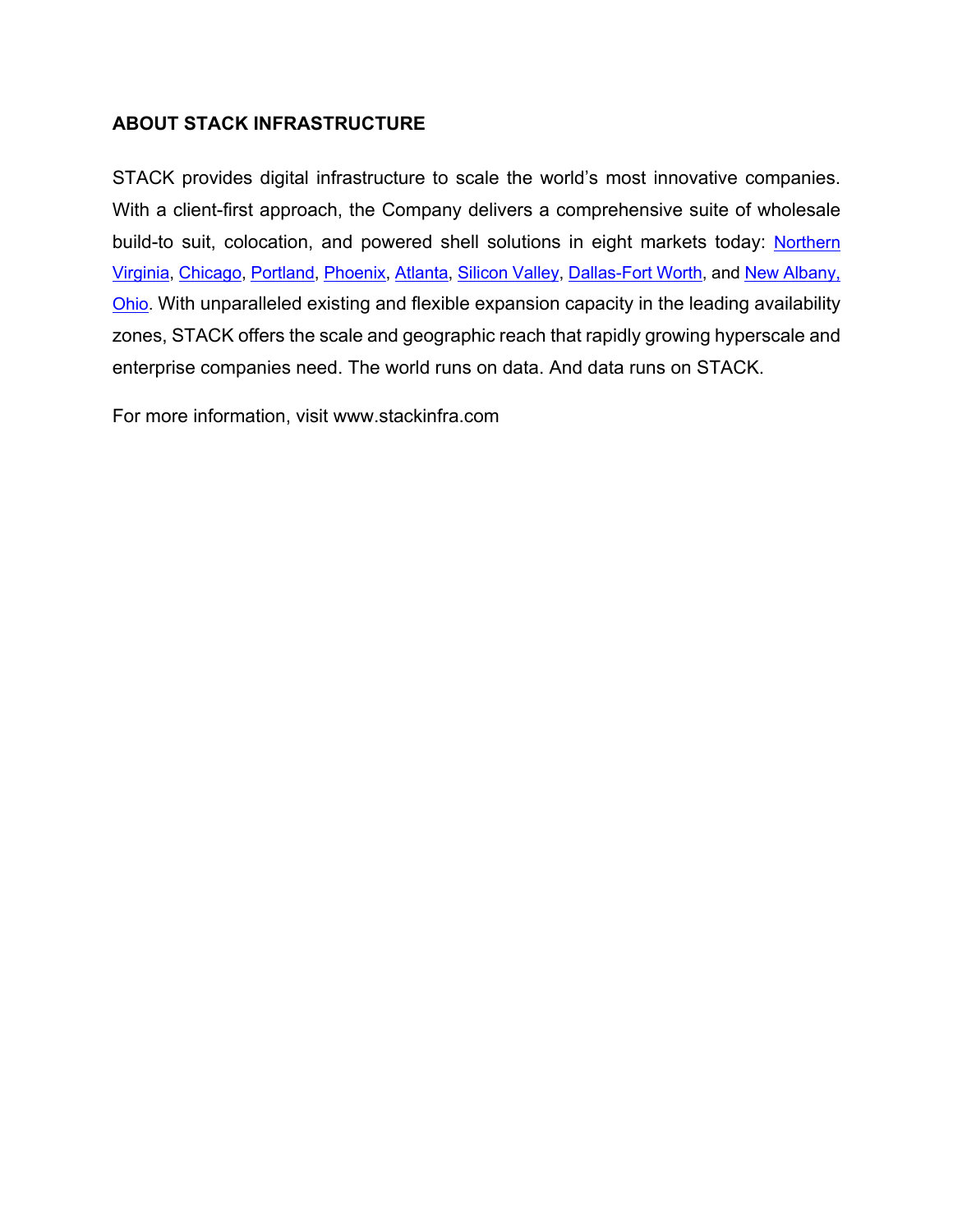## ABOUT STACK INFRASTRUCTURE

STACK provides digital infrastructure to scale the world's most innovative companies. With a client-first approach, the Company delivers a comprehensive suite of wholesale build-to suit, colocation, and powered shell solutions in eight markets today: Northern Virginia, Chicago, Portland, Phoenix, Atlanta, Silicon Valley, Dallas-Fort Worth, and New Albany, Ohio. With unparalleled existing and flexible expansion capacity in the leading availability zones, STACK offers the scale and geographic reach that rapidly growing hyperscale and enterprise companies need. The world runs on data. And data runs on STACK.

For more information, visit www.stackinfra.com